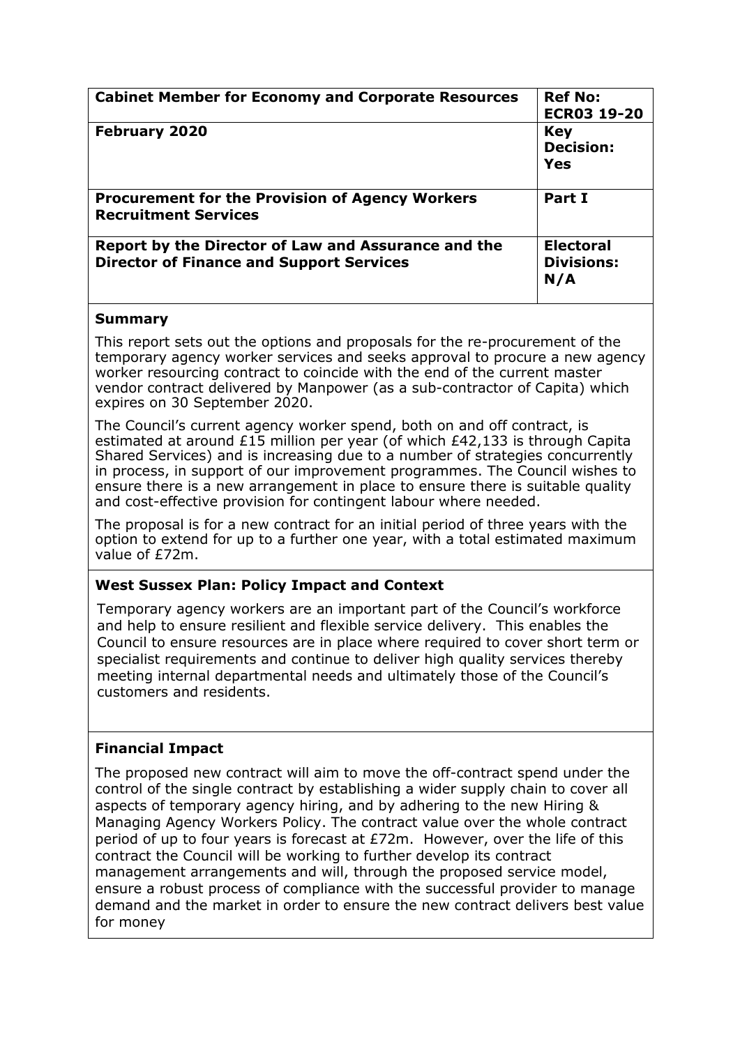| **Cabinet Member for Economy and Corporate Resources** | **Ref No: ECR03 19-20** |
| --- | --- |
| **February 2020** | **Key Decision: Yes** |
| **Procurement for the Provision of Agency Workers Recruitment Services** | **Part I** |
| **Report by the Director of Law and Assurance and the Director of Finance and Support Services** | **Electoral Divisions: N/A** |

## Summary

This report sets out the options and proposals for the re-procurement of the temporary agency worker services and seeks approval to procure a new agency worker resourcing contract to coincide with the end of the current master vendor contract delivered by Manpower (as a sub-contractor of Capita) which expires on 30 September 2020.

The Council's current agency worker spend, both on and off contract, is estimated at around £15 million per year (of which £42,133 is through Capita Shared Services) and is increasing due to a number of strategies concurrently in process, in support of our improvement programmes. The Council wishes to ensure there is a new arrangement in place to ensure there is suitable quality and cost-effective provision for contingent labour where needed.

The proposal is for a new contract for an initial period of three years with the option to extend for up to a further one year, with a total estimated maximum value of £72m.

## West Sussex Plan: Policy Impact and Context

Temporary agency workers are an important part of the Council's workforce and help to ensure resilient and flexible service delivery. This enables the Council to ensure resources are in place where required to cover short term or specialist requirements and continue to deliver high quality services thereby meeting internal departmental needs and ultimately those of the Council's customers and residents.

## Financial Impact

The proposed new contract will aim to move the off-contract spend under the control of the single contract by establishing a wider supply chain to cover all aspects of temporary agency hiring, and by adhering to the new Hiring & Managing Agency Workers Policy. The contract value over the whole contract period of up to four years is forecast at £72m. However, over the life of this contract the Council will be working to further develop its contract management arrangements and will, through the proposed service model, ensure a robust process of compliance with the successful provider to manage demand and the market in order to ensure the new contract delivers best value for money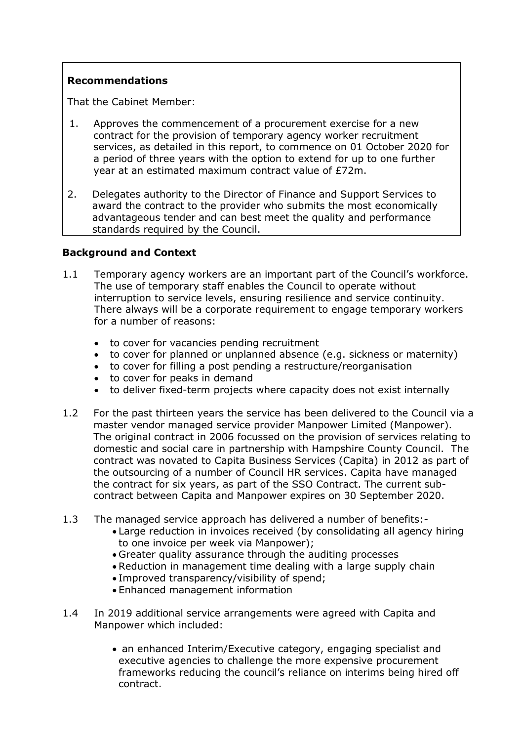**Recommendations**

That the Cabinet Member:

1. Approves the commencement of a procurement exercise for a new contract for the provision of temporary agency worker recruitment services, as detailed in this report, to commence on 01 October 2020 for a period of three years with the option to extend for up to one further year at an estimated maximum contract value of £72m.

2. Delegates authority to the Director of Finance and Support Services to award the contract to the provider who submits the most economically advantageous tender and can best meet the quality and performance standards required by the Council.

**Background and Context**

1.1 Temporary agency workers are an important part of the Council's workforce. The use of temporary staff enables the Council to operate without interruption to service levels, ensuring resilience and service continuity. There always will be a corporate requirement to engage temporary workers for a number of reasons:

- to cover for vacancies pending recruitment
- to cover for planned or unplanned absence (e.g. sickness or maternity)
- to cover for filling a post pending a restructure/reorganisation
- to cover for peaks in demand
- to deliver fixed-term projects where capacity does not exist internally

1.2 For the past thirteen years the service has been delivered to the Council via a master vendor managed service provider Manpower Limited (Manpower). The original contract in 2006 focussed on the provision of services relating to domestic and social care in partnership with Hampshire County Council. The contract was novated to Capita Business Services (Capita) in 2012 as part of the outsourcing of a number of Council HR services. Capita have managed the contract for six years, as part of the SSO Contract. The current sub-contract between Capita and Manpower expires on 30 September 2020.

1.3 The managed service approach has delivered a number of benefits:-

- Large reduction in invoices received (by consolidating all agency hiring to one invoice per week via Manpower);
- Greater quality assurance through the auditing processes
- Reduction in management time dealing with a large supply chain
- Improved transparency/visibility of spend;
- Enhanced management information

1.4 In 2019 additional service arrangements were agreed with Capita and Manpower which included:

- an enhanced Interim/Executive category, engaging specialist and executive agencies to challenge the more expensive procurement frameworks reducing the council's reliance on interims being hired off contract.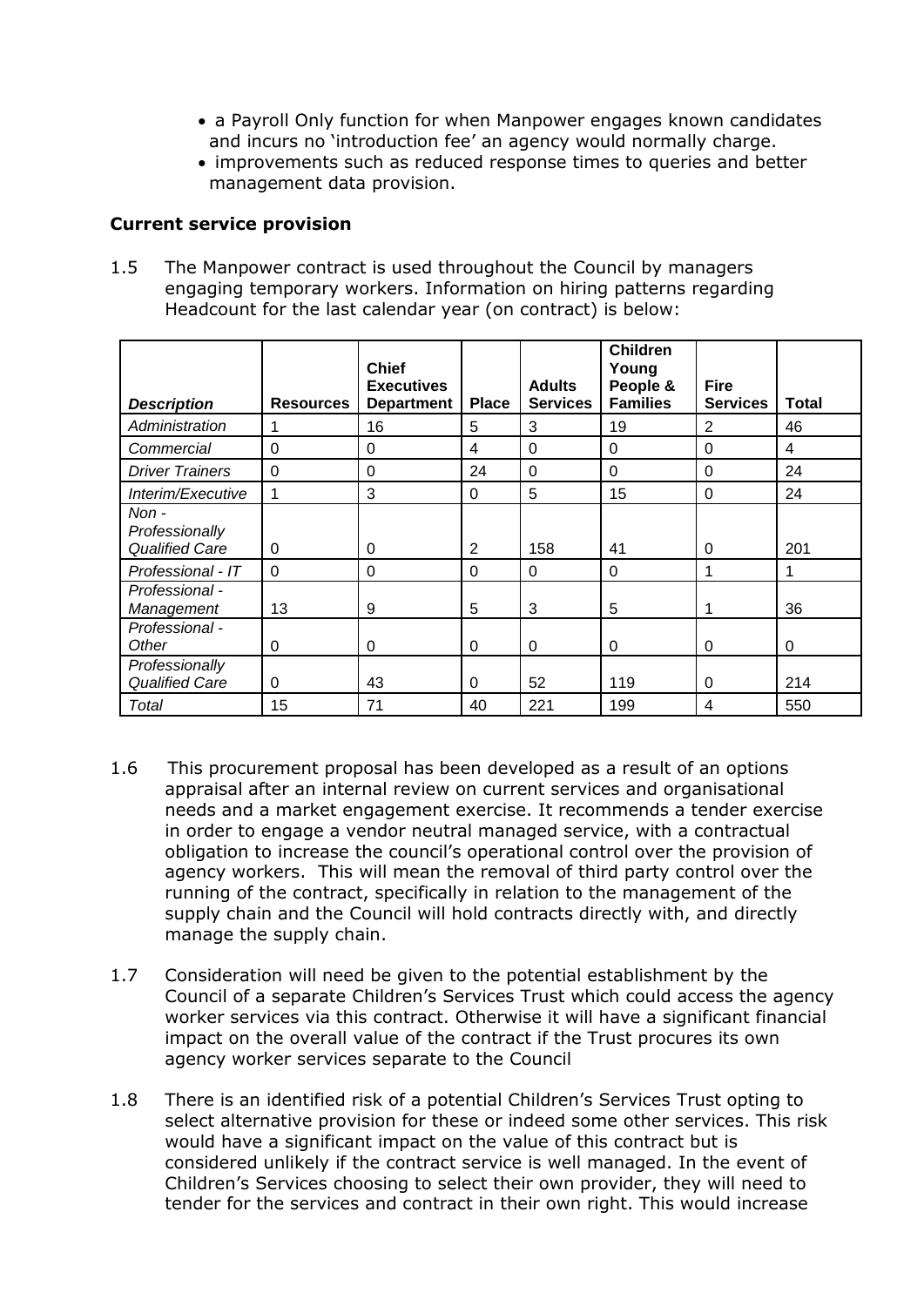- a Payroll Only function for when Manpower engages known candidates and incurs no 'introduction fee' an agency would normally charge.
- improvements such as reduced response times to queries and better management data provision.

**Current service provision**

1.5 The Manpower contract is used throughout the Council by managers engaging temporary workers. Information on hiring patterns regarding Headcount for the last calendar year (on contract) is below:

| *Description* | Resources | Chief Executives Department | Place | Adults Services | Children Young People & Families | Fire Services | Total |
|---|---|---|---|---|---|---|---|
| *Administration* | 1 | 16 | 5 | 3 | 19 | 2 | 46 |
| *Commercial* | 0 | 0 | 4 | 0 | 0 | 0 | 4 |
| *Driver Trainers* | 0 | 0 | 24 | 0 | 0 | 0 | 24 |
| *Interim/Executive* | 1 | 3 | 0 | 5 | 15 | 0 | 24 |
| *Non - Professionally Qualified Care* | 0 | 0 | 2 | 158 | 41 | 0 | 201 |
| *Professional - IT* | 0 | 0 | 0 | 0 | 0 | 1 | 1 |
| *Professional - Management* | 13 | 9 | 5 | 3 | 5 | 1 | 36 |
| *Professional - Other* | 0 | 0 | 0 | 0 | 0 | 0 | 0 |
| *Professionally Qualified Care* | 0 | 43 | 0 | 52 | 119 | 0 | 214 |
| *Total* | 15 | 71 | 40 | 221 | 199 | 4 | 550 |

1.6 This procurement proposal has been developed as a result of an options appraisal after an internal review on current services and organisational needs and a market engagement exercise. It recommends a tender exercise in order to engage a vendor neutral managed service, with a contractual obligation to increase the council's operational control over the provision of agency workers. This will mean the removal of third party control over the running of the contract, specifically in relation to the management of the supply chain and the Council will hold contracts directly with, and directly manage the supply chain.

1.7 Consideration will need be given to the potential establishment by the Council of a separate Children's Services Trust which could access the agency worker services via this contract. Otherwise it will have a significant financial impact on the overall value of the contract if the Trust procures its own agency worker services separate to the Council

1.8 There is an identified risk of a potential Children's Services Trust opting to select alternative provision for these or indeed some other services. This risk would have a significant impact on the value of this contract but is considered unlikely if the contract service is well managed. In the event of Children's Services choosing to select their own provider, they will need to tender for the services and contract in their own right. This would increase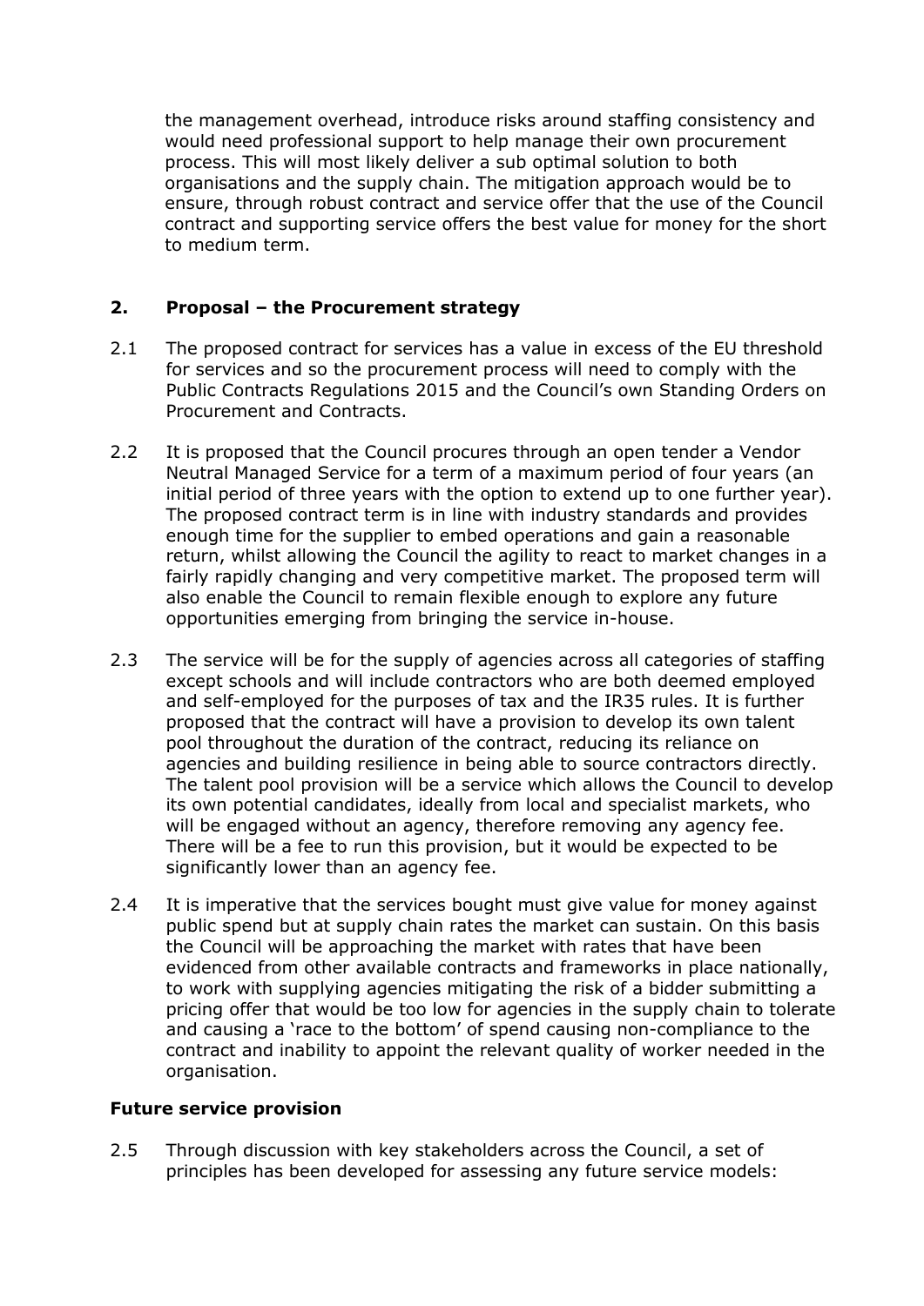the management overhead, introduce risks around staffing consistency and would need professional support to help manage their own procurement process. This will most likely deliver a sub optimal solution to both organisations and the supply chain. The mitigation approach would be to ensure, through robust contract and service offer that the use of the Council contract and supporting service offers the best value for money for the short to medium term.

## 2. Proposal – the Procurement strategy

2.1 The proposed contract for services has a value in excess of the EU threshold for services and so the procurement process will need to comply with the Public Contracts Regulations 2015 and the Council's own Standing Orders on Procurement and Contracts.

2.2 It is proposed that the Council procures through an open tender a Vendor Neutral Managed Service for a term of a maximum period of four years (an initial period of three years with the option to extend up to one further year). The proposed contract term is in line with industry standards and provides enough time for the supplier to embed operations and gain a reasonable return, whilst allowing the Council the agility to react to market changes in a fairly rapidly changing and very competitive market. The proposed term will also enable the Council to remain flexible enough to explore any future opportunities emerging from bringing the service in-house.

2.3 The service will be for the supply of agencies across all categories of staffing except schools and will include contractors who are both deemed employed and self-employed for the purposes of tax and the IR35 rules. It is further proposed that the contract will have a provision to develop its own talent pool throughout the duration of the contract, reducing its reliance on agencies and building resilience in being able to source contractors directly. The talent pool provision will be a service which allows the Council to develop its own potential candidates, ideally from local and specialist markets, who will be engaged without an agency, therefore removing any agency fee. There will be a fee to run this provision, but it would be expected to be significantly lower than an agency fee.

2.4 It is imperative that the services bought must give value for money against public spend but at supply chain rates the market can sustain. On this basis the Council will be approaching the market with rates that have been evidenced from other available contracts and frameworks in place nationally, to work with supplying agencies mitigating the risk of a bidder submitting a pricing offer that would be too low for agencies in the supply chain to tolerate and causing a 'race to the bottom' of spend causing non-compliance to the contract and inability to appoint the relevant quality of worker needed in the organisation.

### Future service provision

2.5 Through discussion with key stakeholders across the Council, a set of principles has been developed for assessing any future service models: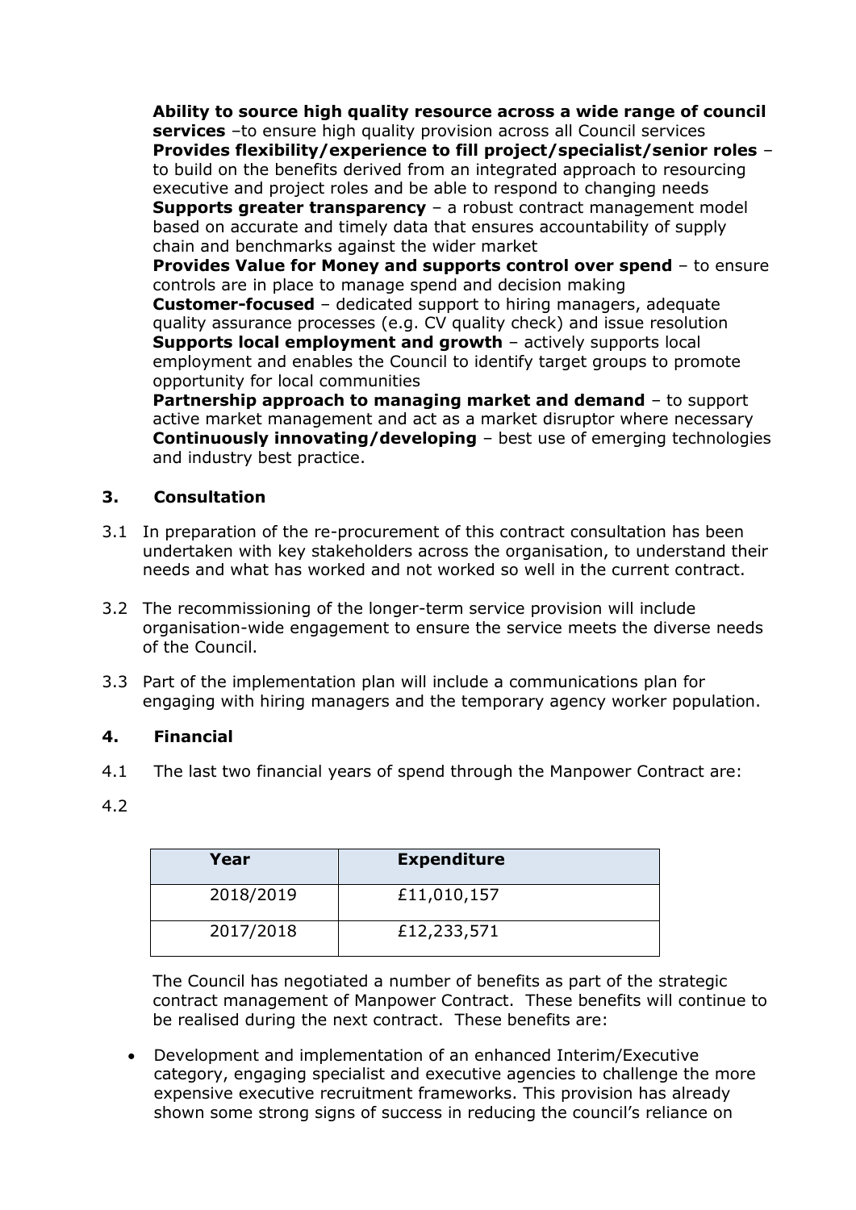**Ability to source high quality resource across a wide range of council services** –to ensure high quality provision across all Council services
**Provides flexibility/experience to fill project/specialist/senior roles** – to build on the benefits derived from an integrated approach to resourcing executive and project roles and be able to respond to changing needs
**Supports greater transparency** – a robust contract management model based on accurate and timely data that ensures accountability of supply chain and benchmarks against the wider market
**Provides Value for Money and supports control over spend** – to ensure controls are in place to manage spend and decision making
**Customer-focused** – dedicated support to hiring managers, adequate quality assurance processes (e.g. CV quality check) and issue resolution
**Supports local employment and growth** – actively supports local employment and enables the Council to identify target groups to promote opportunity for local communities
**Partnership approach to managing market and demand** – to support active market management and act as a market disruptor where necessary
**Continuously innovating/developing** – best use of emerging technologies and industry best practice.

## 3. Consultation

3.1 In preparation of the re-procurement of this contract consultation has been undertaken with key stakeholders across the organisation, to understand their needs and what has worked and not worked so well in the current contract.

3.2 The recommissioning of the longer-term service provision will include organisation-wide engagement to ensure the service meets the diverse needs of the Council.

3.3 Part of the implementation plan will include a communications plan for engaging with hiring managers and the temporary agency worker population.

## 4. Financial

4.1 The last two financial years of spend through the Manpower Contract are:

4.2

| Year | Expenditure |
|---|---|
| 2018/2019 | £11,010,157 |
| 2017/2018 | £12,233,571 |

The Council has negotiated a number of benefits as part of the strategic contract management of Manpower Contract. These benefits will continue to be realised during the next contract. These benefits are:

- Development and implementation of an enhanced Interim/Executive category, engaging specialist and executive agencies to challenge the more expensive executive recruitment frameworks. This provision has already shown some strong signs of success in reducing the council's reliance on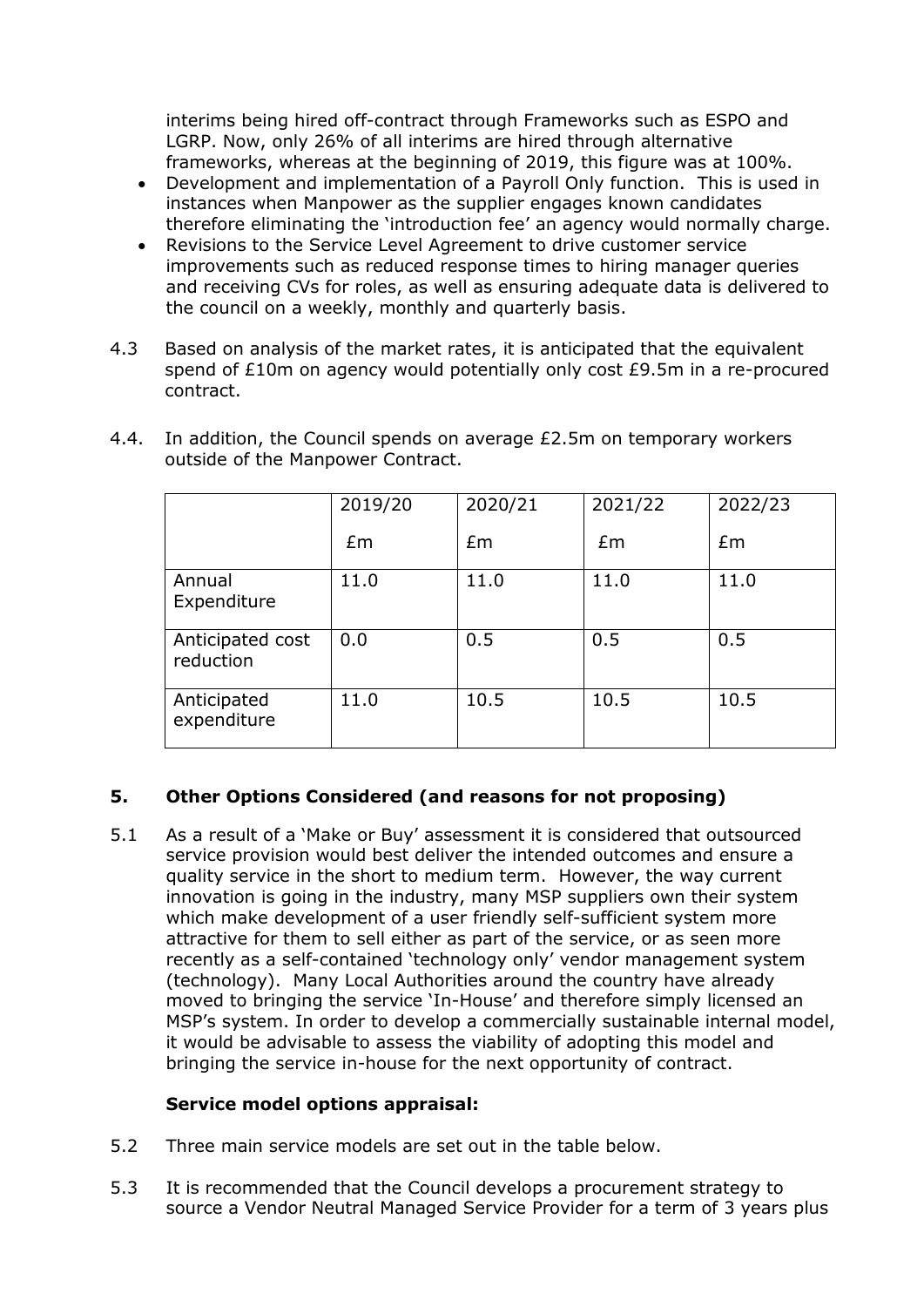interims being hired off-contract through Frameworks such as ESPO and LGRP. Now, only 26% of all interims are hired through alternative frameworks, whereas at the beginning of 2019, this figure was at 100%.

- Development and implementation of a Payroll Only function. This is used in instances when Manpower as the supplier engages known candidates therefore eliminating the 'introduction fee' an agency would normally charge.
- Revisions to the Service Level Agreement to drive customer service improvements such as reduced response times to hiring manager queries and receiving CVs for roles, as well as ensuring adequate data is delivered to the council on a weekly, monthly and quarterly basis.

4.3 Based on analysis of the market rates, it is anticipated that the equivalent spend of £10m on agency would potentially only cost £9.5m in a re-procured contract.

4.4. In addition, the Council spends on average £2.5m on temporary workers outside of the Manpower Contract.

| | 2019/20<br>£m | 2020/21<br>£m | 2021/22<br>£m | 2022/23<br>£m |
|---|---|---|---|---|
| Annual Expenditure | 11.0 | 11.0 | 11.0 | 11.0 |
| Anticipated cost reduction | 0.0 | 0.5 | 0.5 | 0.5 |
| Anticipated expenditure | 11.0 | 10.5 | 10.5 | 10.5 |

## 5. Other Options Considered (and reasons for not proposing)

5.1 As a result of a 'Make or Buy' assessment it is considered that outsourced service provision would best deliver the intended outcomes and ensure a quality service in the short to medium term. However, the way current innovation is going in the industry, many MSP suppliers own their system which make development of a user friendly self-sufficient system more attractive for them to sell either as part of the service, or as seen more recently as a self-contained 'technology only' vendor management system (technology). Many Local Authorities around the country have already moved to bringing the service 'In-House' and therefore simply licensed an MSP's system. In order to develop a commercially sustainable internal model, it would be advisable to assess the viability of adopting this model and bringing the service in-house for the next opportunity of contract.

**Service model options appraisal:**

5.2 Three main service models are set out in the table below.

5.3 It is recommended that the Council develops a procurement strategy to source a Vendor Neutral Managed Service Provider for a term of 3 years plus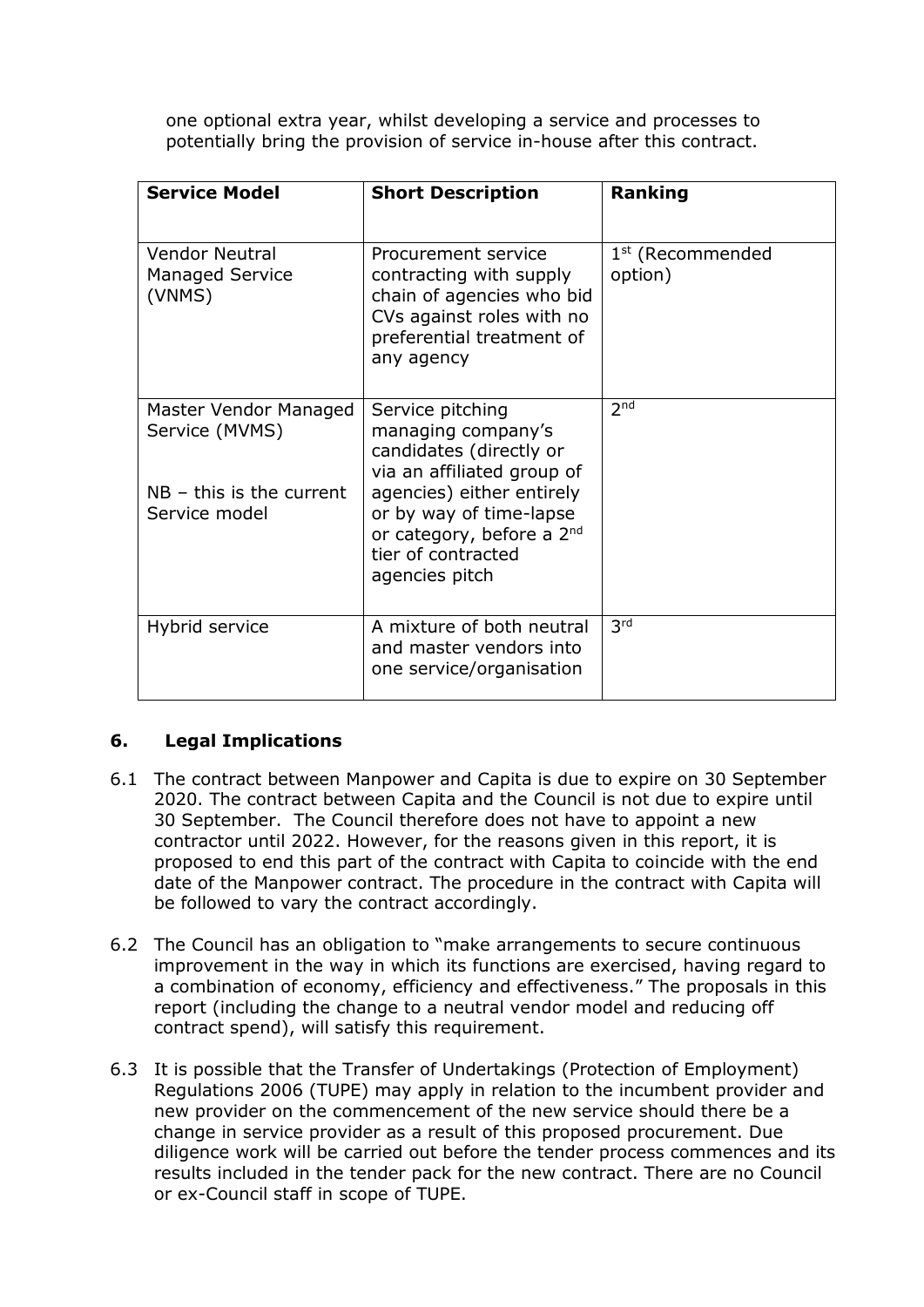one optional extra year, whilst developing a service and processes to potentially bring the provision of service in-house after this contract.

| Service Model | Short Description | Ranking |
|---|---|---|
| Vendor Neutral Managed Service (VNMS) | Procurement service contracting with supply chain of agencies who bid CVs against roles with no preferential treatment of any agency | 1st (Recommended option) |
| Master Vendor Managed Service (MVMS)<br><br>NB – this is the current Service model | Service pitching managing company's candidates (directly or via an affiliated group of agencies) either entirely or by way of time-lapse or category, before a 2nd tier of contracted agencies pitch | 2nd |
| Hybrid service | A mixture of both neutral and master vendors into one service/organisation | 3rd |

## 6. Legal Implications

6.1 The contract between Manpower and Capita is due to expire on 30 September 2020. The contract between Capita and the Council is not due to expire until 30 September. The Council therefore does not have to appoint a new contractor until 2022. However, for the reasons given in this report, it is proposed to end this part of the contract with Capita to coincide with the end date of the Manpower contract. The procedure in the contract with Capita will be followed to vary the contract accordingly.

6.2 The Council has an obligation to "make arrangements to secure continuous improvement in the way in which its functions are exercised, having regard to a combination of economy, efficiency and effectiveness." The proposals in this report (including the change to a neutral vendor model and reducing off contract spend), will satisfy this requirement.

6.3 It is possible that the Transfer of Undertakings (Protection of Employment) Regulations 2006 (TUPE) may apply in relation to the incumbent provider and new provider on the commencement of the new service should there be a change in service provider as a result of this proposed procurement. Due diligence work will be carried out before the tender process commences and its results included in the tender pack for the new contract. There are no Council or ex-Council staff in scope of TUPE.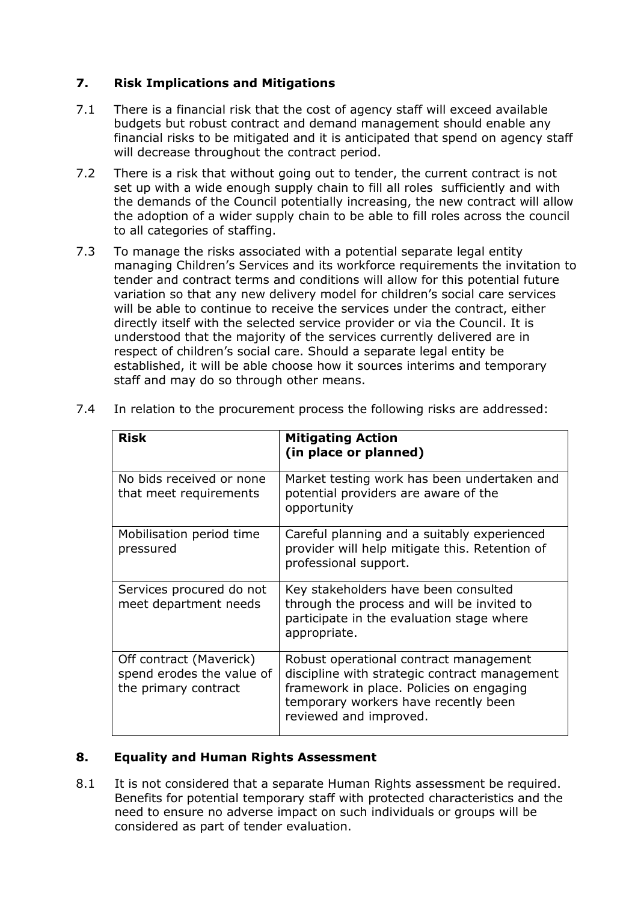## 7. Risk Implications and Mitigations

7.1 There is a financial risk that the cost of agency staff will exceed available budgets but robust contract and demand management should enable any financial risks to be mitigated and it is anticipated that spend on agency staff will decrease throughout the contract period.

7.2 There is a risk that without going out to tender, the current contract is not set up with a wide enough supply chain to fill all roles sufficiently and with the demands of the Council potentially increasing, the new contract will allow the adoption of a wider supply chain to be able to fill roles across the council to all categories of staffing.

7.3 To manage the risks associated with a potential separate legal entity managing Children's Services and its workforce requirements the invitation to tender and contract terms and conditions will allow for this potential future variation so that any new delivery model for children's social care services will be able to continue to receive the services under the contract, either directly itself with the selected service provider or via the Council. It is understood that the majority of the services currently delivered are in respect of children's social care. Should a separate legal entity be established, it will be able choose how it sources interims and temporary staff and may do so through other means.

7.4 In relation to the procurement process the following risks are addressed:

| Risk | Mitigating Action (in place or planned) |
|---|---|
| No bids received or none that meet requirements | Market testing work has been undertaken and potential providers are aware of the opportunity |
| Mobilisation period time pressured | Careful planning and a suitably experienced provider will help mitigate this. Retention of professional support. |
| Services procured do not meet department needs | Key stakeholders have been consulted through the process and will be invited to participate in the evaluation stage where appropriate. |
| Off contract (Maverick) spend erodes the value of the primary contract | Robust operational contract management discipline with strategic contract management framework in place. Policies on engaging temporary workers have recently been reviewed and improved. |

## 8. Equality and Human Rights Assessment

8.1 It is not considered that a separate Human Rights assessment be required. Benefits for potential temporary staff with protected characteristics and the need to ensure no adverse impact on such individuals or groups will be considered as part of tender evaluation.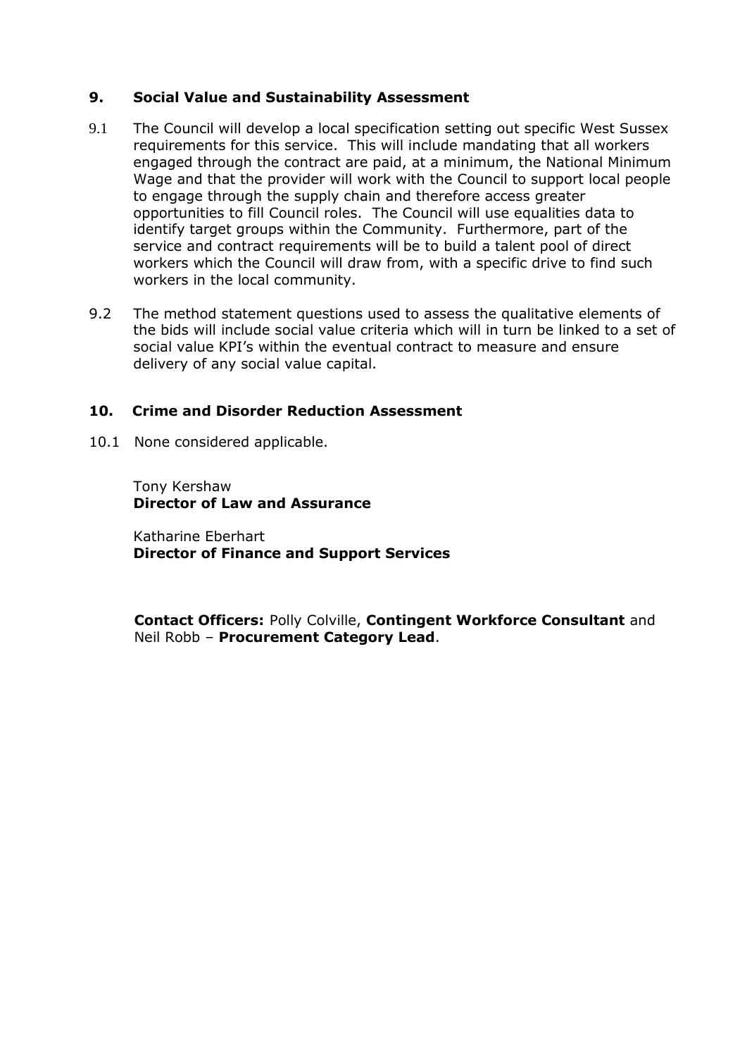## 9. Social Value and Sustainability Assessment

9.1 The Council will develop a local specification setting out specific West Sussex requirements for this service. This will include mandating that all workers engaged through the contract are paid, at a minimum, the National Minimum Wage and that the provider will work with the Council to support local people to engage through the supply chain and therefore access greater opportunities to fill Council roles. The Council will use equalities data to identify target groups within the Community. Furthermore, part of the service and contract requirements will be to build a talent pool of direct workers which the Council will draw from, with a specific drive to find such workers in the local community.

9.2 The method statement questions used to assess the qualitative elements of the bids will include social value criteria which will in turn be linked to a set of social value KPI's within the eventual contract to measure and ensure delivery of any social value capital.

## 10. Crime and Disorder Reduction Assessment

10.1 None considered applicable.

Tony Kershaw
**Director of Law and Assurance**

Katharine Eberhart
**Director of Finance and Support Services**

**Contact Officers:** Polly Colville, **Contingent Workforce Consultant** and Neil Robb – **Procurement Category Lead**.